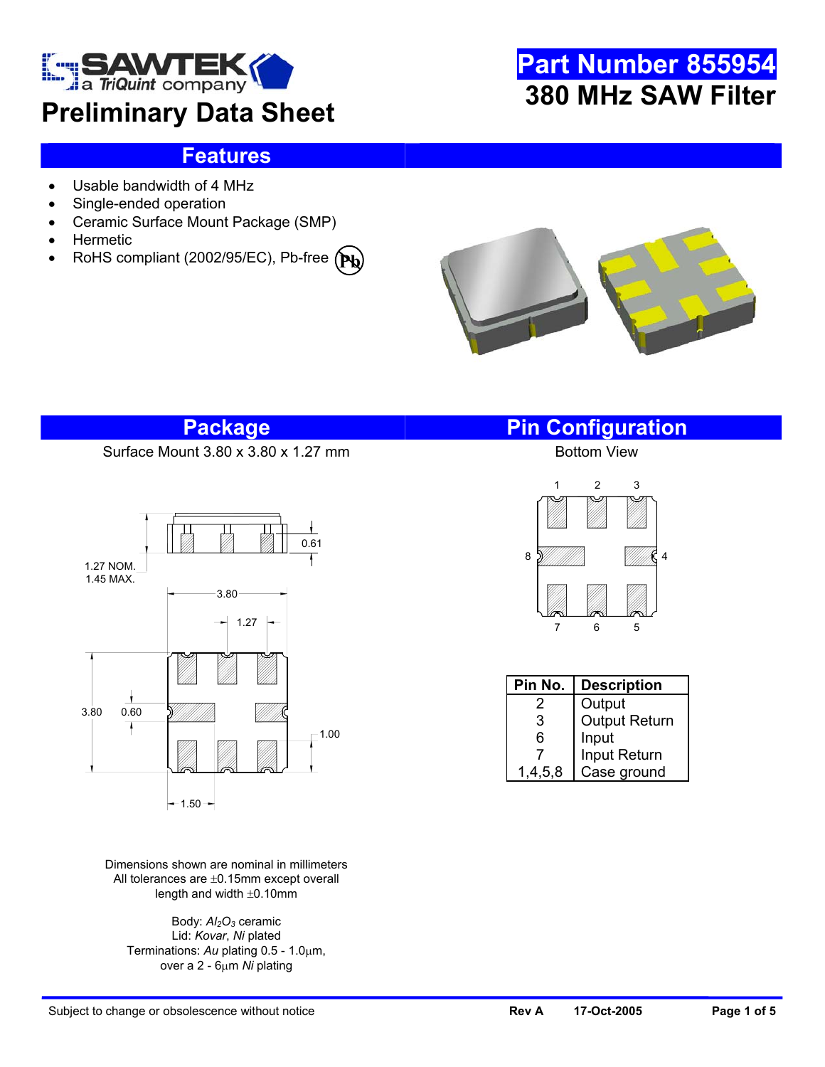# Preliminary Data Sheet

# Part Number 855954

## 380 MHz SAW Filter

## Features

- Usable bandwidth of 4 MHz
- Single-ended operation
- Ceramic Surface Mount Package (SMP)
- Hermetic
- RoHS compliant (2002/95/EC), Pb-free

## Package

Surface Mount 3.80 x 3.80 x 1.27 mm

1.27 NOM.
1.45 MAX.

Dimensions shown are nominal in millimeters
All tolerances are ±0.15mm except overall length and width ±0.10mm

Body: *$Al_2O_3$* ceramic
Lid: *Kovar*, *Ni* plated
Terminations: *Au* plating 0.5 - 1.0μm, over a 2 - 6μm *Ni* plating

## Pin Configuration

Bottom View

| Pin No. | Description |
|---|---|
| 2 | Output |
| 3 | Output Return |
| 6 | Input |
| 7 | Input Return |
| 1,4,5,8 | Case ground |

Subject to change or obsolescence without notice — Rev A — 17-Oct-2005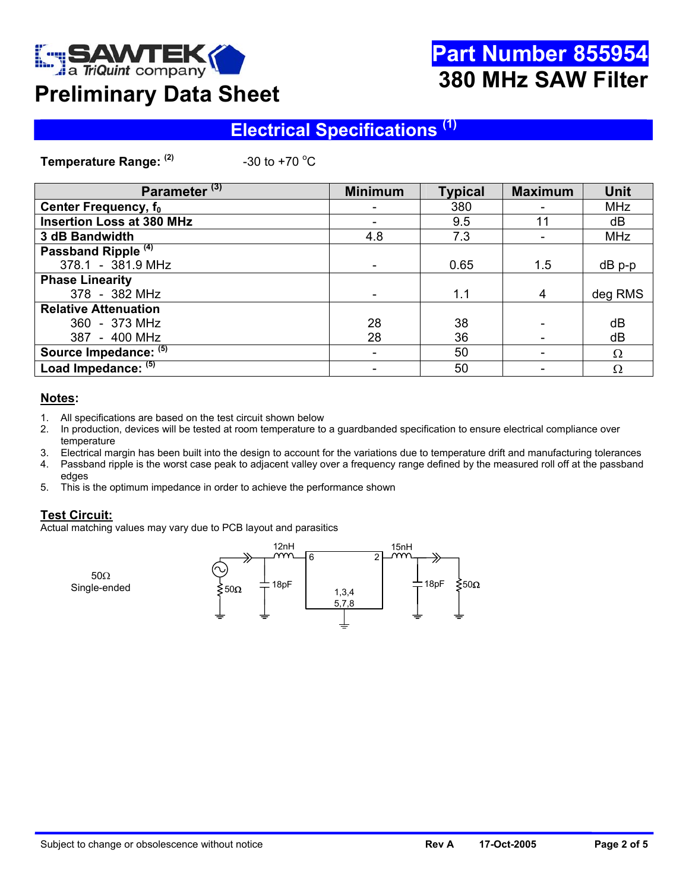# Part Number 855954

# 380 MHz SAW Filter

## Preliminary Data Sheet

## Electrical Specifications [(1)]

**Temperature Range:** [(2)] -30 to +70 °C

| Parameter [(3)] | Minimum | Typical | Maximum | Unit |
|---|---|---|---|---|
| **Center Frequency, $f_0$** | - | 380 | - | MHz |
| **Insertion Loss at 380 MHz** | - | 9.5 | 11 | dB |
| **3 dB Bandwidth** | 4.8 | 7.3 | - | MHz |
| **Passband Ripple** [(4)] 378.1 - 381.9 MHz | - | 0.65 | 1.5 | dB p-p |
| **Phase Linearity** 378 - 382 MHz | - | 1.1 | 4 | deg RMS |
| **Relative Attenuation** 360 - 373 MHz | 28 | 38 | - | dB |
| 387 - 400 MHz | 28 | 36 | - | dB |
| **Source Impedance:** [(5)] | - | 50 | - | Ω |
| **Load Impedance:** [(5)] | - | 50 | - | Ω |

### Notes:

1. All specifications are based on the test circuit shown below
2. In production, devices will be tested at room temperature to a guardbanded specification to ensure electrical compliance over temperature
3. Electrical margin has been built into the design to account for the variations due to temperature drift and manufacturing tolerances
4. Passband ripple is the worst case peak to adjacent valley over a frequency range defined by the measured roll off at the passband edges
5. This is the optimum impedance in order to achieve the performance shown

### Test Circuit:

Actual matching values may vary due to PCB layout and parasitics

50Ω
Single-ended

12nH, 15nH, 18pF, 18pF, 50Ω, 50Ω, 6, 2, 1,3,4 5,7,8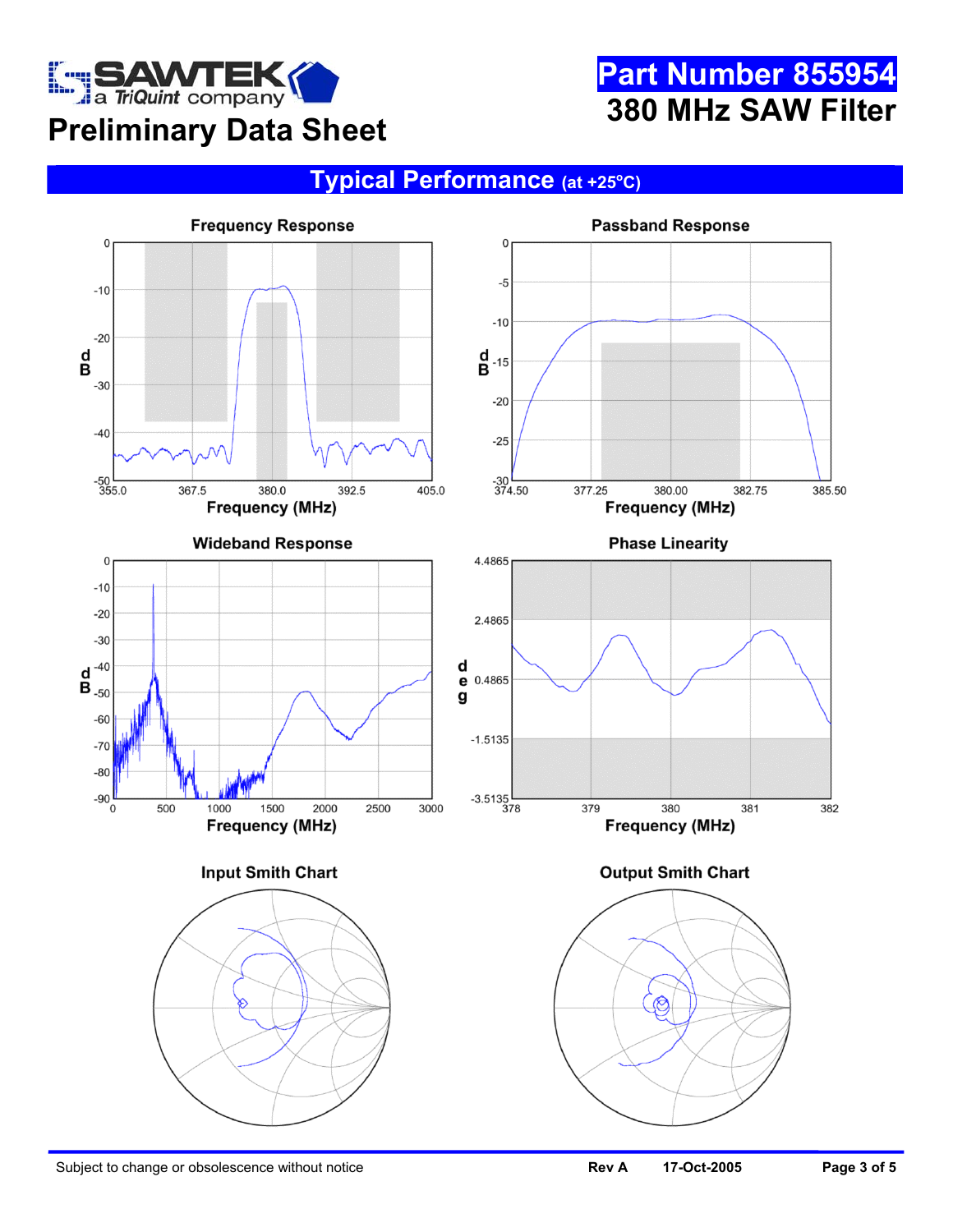# Part Number 855954

## 380 MHz SAW Filter

## Preliminary Data Sheet

## Typical Performance (at +25°C)

**Frequency Response**

**Passband Response**

**Wideband Response**

**Phase Linearity**

**Input Smith Chart**

**Output Smith Chart**

Subject to change or obsolescence without notice

Rev A 17-Oct-2005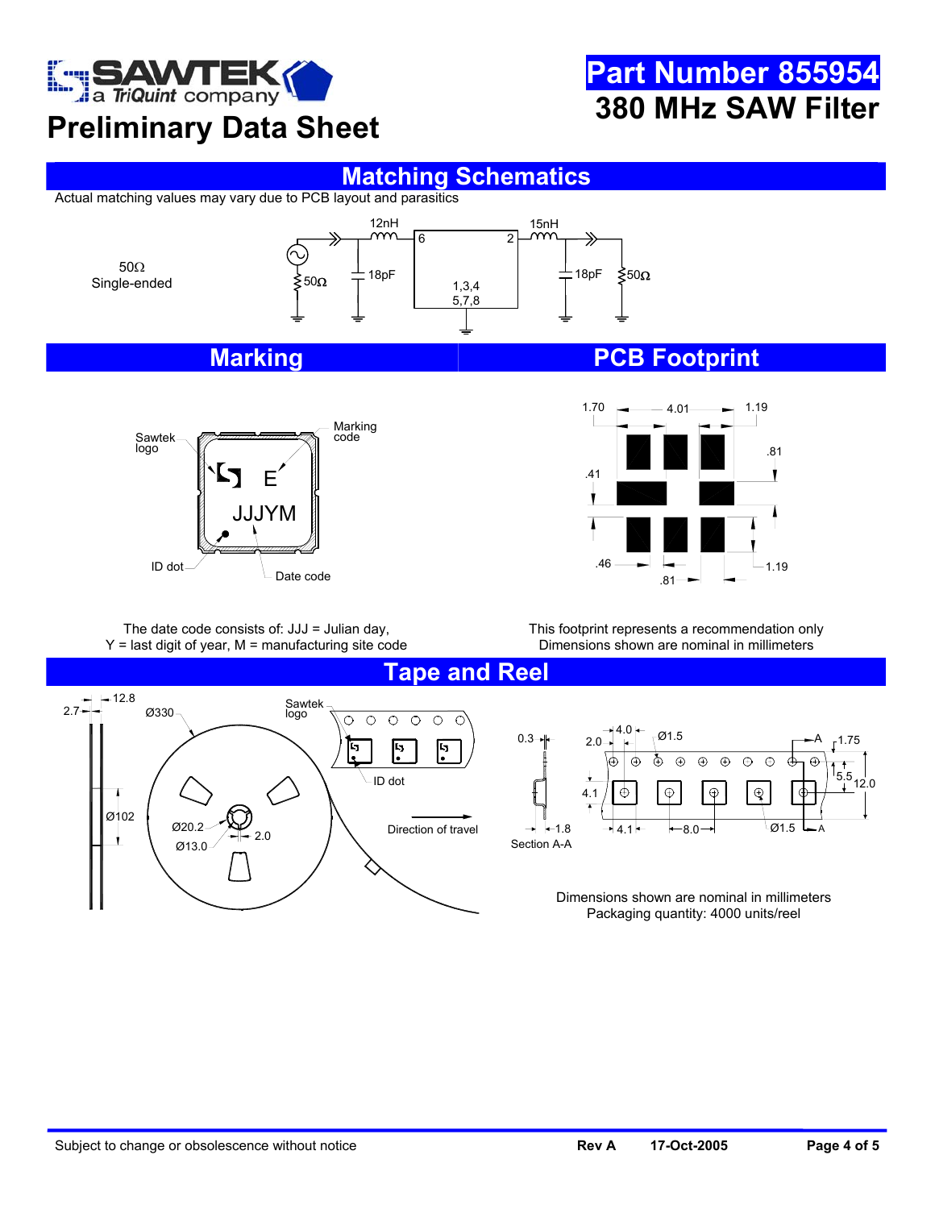# Preliminary Data Sheet

## Part Number 855954
## 380 MHz SAW Filter

## Matching Schematics

Actual matching values may vary due to PCB layout and parasitics

50Ω Single-ended

12nH 15nH 18pF 18pF 50Ω 50Ω 6 2 1,3,4 5,7,8

## Marking

Sawtek logo  Marking code  E  JJJYM  ID dot  Date code

The date code consists of: JJJ = Julian day, Y = last digit of year, M = manufacturing site code

## PCB Footprint

1.70  4.01  1.19  .81  .41  .46  1.19  .81

This footprint represents a recommendation only
Dimensions shown are nominal in millimeters

## Tape and Reel

2.7  12.8  Ø330  Sawtek logo  ID dot  Ø102  Ø20.2  2.0  Ø13.0  Direction of travel

0.3  1.8  Section A-A  2.0  4.0  Ø1.5  A  1.75  5.5  12.0  4.1  4.1  8.0  Ø1.5  A

Dimensions shown are nominal in millimeters
Packaging quantity: 4000 units/reel

Subject to change or obsolescence without notice    Rev A    17-Oct-2005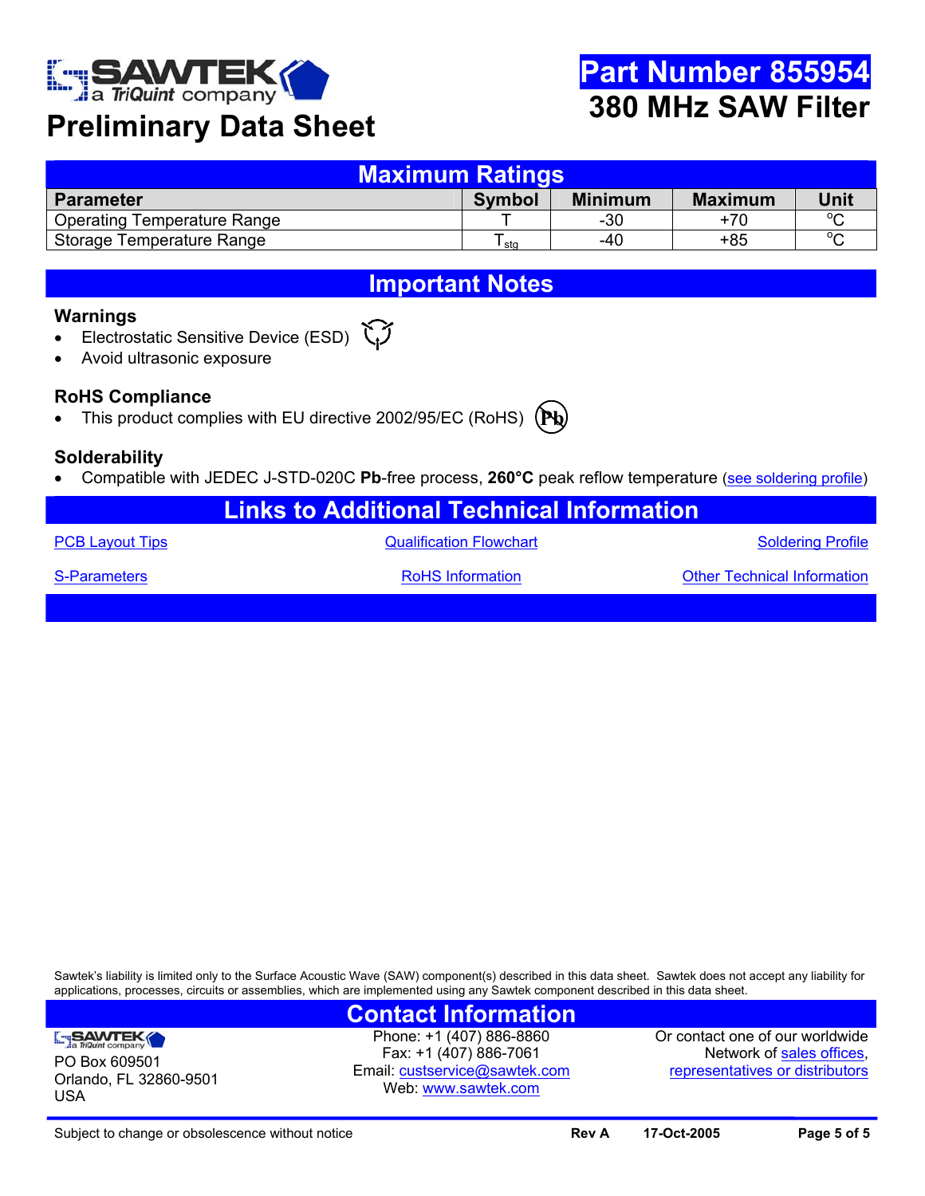# Part Number 855954

## 380 MHz SAW Filter

## Preliminary Data Sheet

## Maximum Ratings

| Parameter | Symbol | Minimum | Maximum | Unit |
|---|---|---|---|---|
| Operating Temperature Range | T | -30 | +70 | °C |
| Storage Temperature Range | $T_{stg}$ | -40 | +85 | °C |

## Important Notes

### Warnings

- Electrostatic Sensitive Device (ESD)
- Avoid ultrasonic exposure

### RoHS Compliance

- This product complies with EU directive 2002/95/EC (RoHS)

### Solderability

- Compatible with JEDEC J-STD-020C **Pb**-free process, **260°C** peak reflow temperature (see soldering profile)

## Links to Additional Technical Information

PCB Layout Tips | Qualification Flowchart | Soldering Profile

S-Parameters | RoHS Information | Other Technical Information

Sawtek's liability is limited only to the Surface Acoustic Wave (SAW) component(s) described in this data sheet. Sawtek does not accept any liability for applications, processes, circuits or assemblies, which are implemented using any Sawtek component described in this data sheet.

## Contact Information

SAWTEK a TriQuint company
PO Box 609501
Orlando, FL 32860-9501
USA

Phone: +1 (407) 886-8860
Fax: +1 (407) 886-7061
Email: custservice@sawtek.com
Web: www.sawtek.com

Or contact one of our worldwide Network of sales offices, representatives or distributors

Subject to change or obsolescence without notice | **Rev A** | **17-Oct-2005**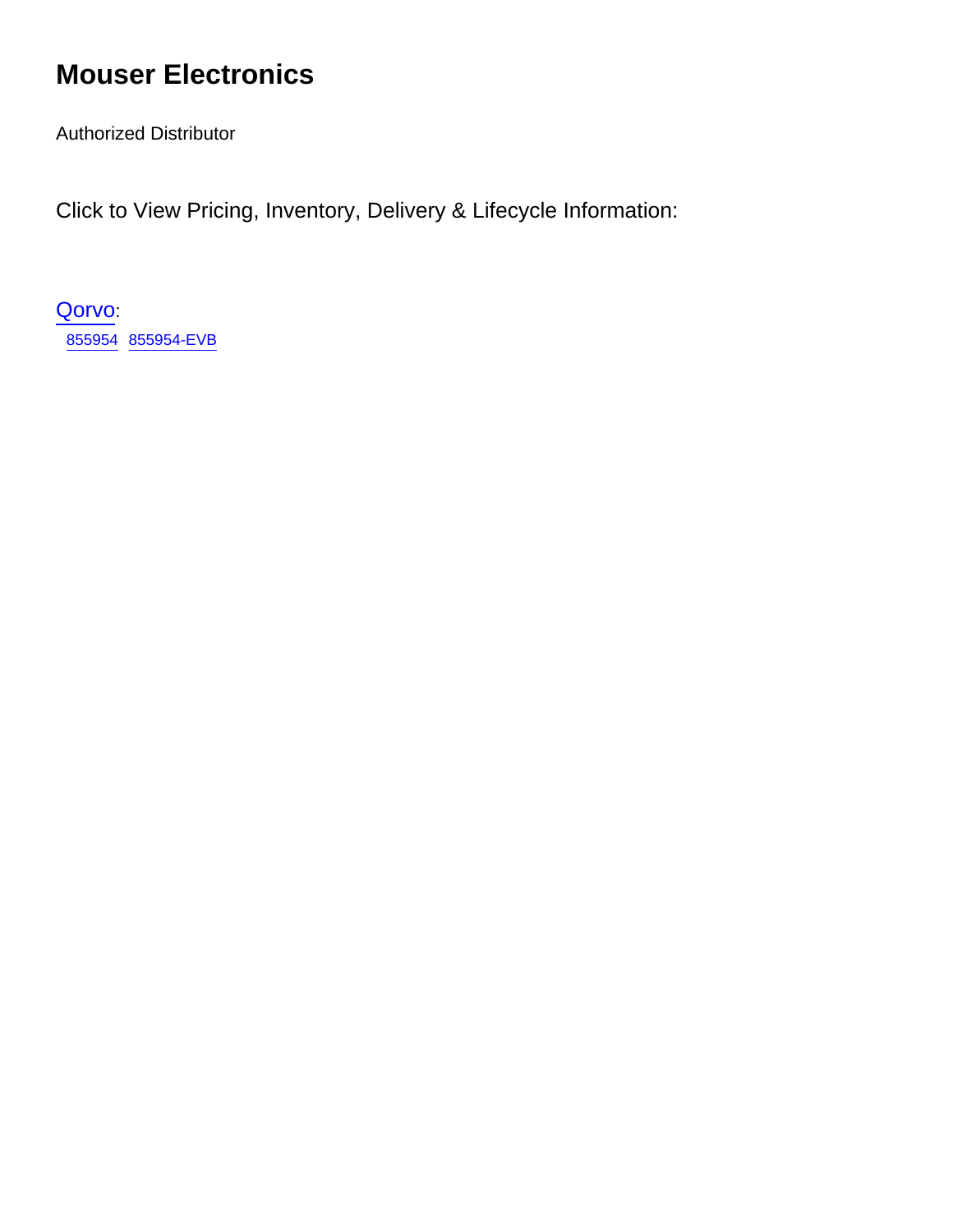# Mouser Electronics

Authorized Distributor

Click to View Pricing, Inventory, Delivery & Lifecycle Information:

Qorvo:

855954 855954-EVB